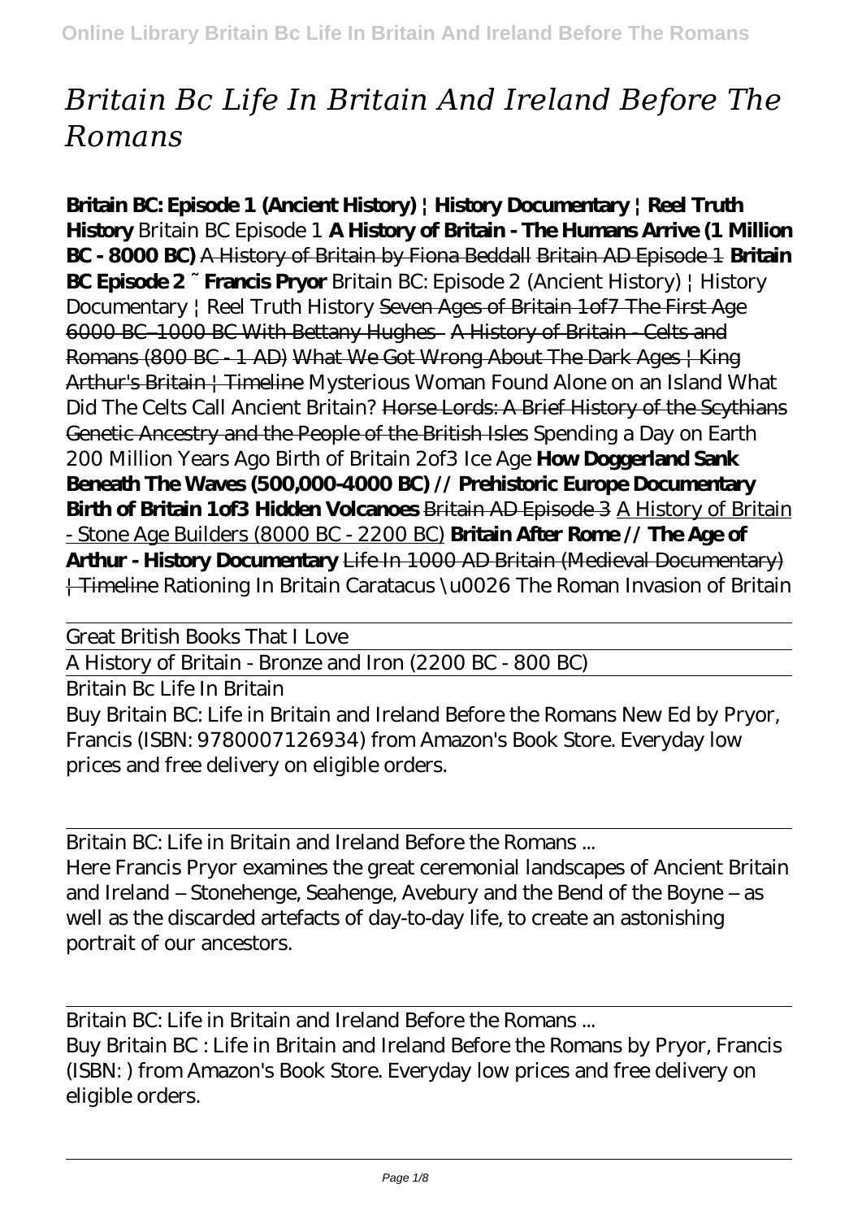# *Britain Bc Life In Britain And Ireland Before The Romans*

**Britain BC: Episode 1 (Ancient History) | History Documentary | Reel Truth History** *Britain BC Episode 1* **A History of Britain - The Humans Arrive (1 Million BC - 8000 BC)** A History of Britain by Fiona Beddall Britain AD Episode 1 **Britain BC Episode 2 ~ Francis Pryor** *Britain BC: Episode 2 (Ancient History) | History Documentary | Reel Truth History* Seven Ages of Britain 1of7 The First Age 6000 BC–1000 BC With Bettany Hughes A History of Britain - Celts and Romans (800 BC - 1 AD) What We Got Wrong About The Dark Ages | King Arthur's Britain | Timeline *Mysterious Woman Found Alone on an Island What Did The Celts Call Ancient Britain?* Horse Lords: A Brief History of the Scythians Genetic Ancestry and the People of the British Isles *Spending a Day on Earth 200 Million Years Ago Birth of Britain 2of3 Ice Age* **How Doggerland Sank Beneath The Waves (500,000-4000 BC) // Prehistoric Europe Documentary Birth of Britain 1of3 Hidden Volcanoes** Britain AD Episode 3 A History of Britain - Stone Age Builders (8000 BC - 2200 BC) **Britain After Rome // The Age of Arthur - History Documentary** Life In 1000 AD Britain (Medieval Documentary) | Timeline *Rationing In Britain Caratacus \u0026 The Roman Invasion of Britain*

Great British Books That I Love

A History of Britain - Bronze and Iron (2200 BC - 800 BC)

Britain Bc Life In Britain

Buy Britain BC: Life in Britain and Ireland Before the Romans New Ed by Pryor, Francis (ISBN: 9780007126934) from Amazon's Book Store. Everyday low prices and free delivery on eligible orders.

Britain BC: Life in Britain and Ireland Before the Romans ...

Here Francis Pryor examines the great ceremonial landscapes of Ancient Britain and Ireland – Stonehenge, Seahenge, Avebury and the Bend of the Boyne – as well as the discarded artefacts of day-to-day life, to create an astonishing portrait of our ancestors.

Britain BC: Life in Britain and Ireland Before the Romans ...

Buy Britain BC : Life in Britain and Ireland Before the Romans by Pryor, Francis (ISBN: ) from Amazon's Book Store. Everyday low prices and free delivery on eligible orders.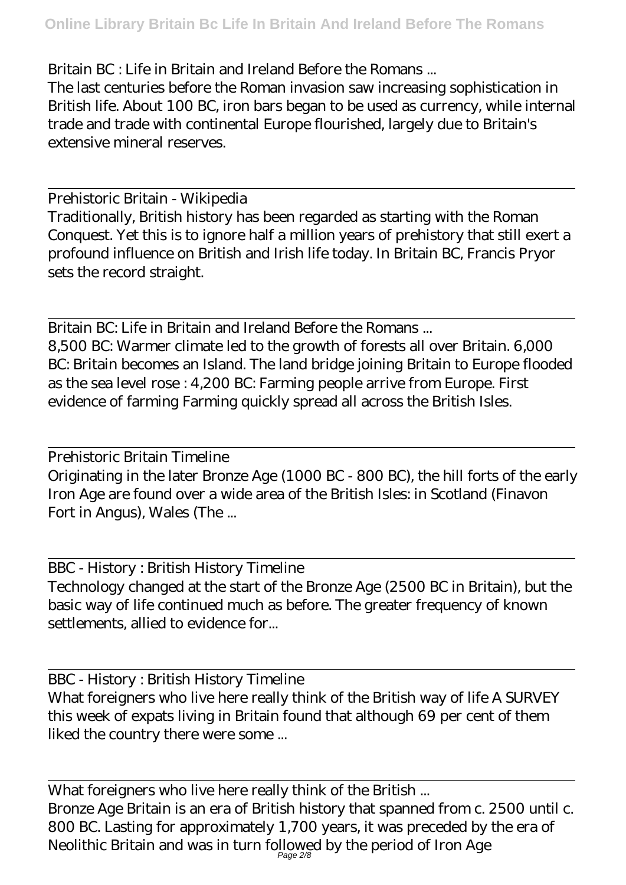Britain BC : Life in Britain and Ireland Before the Romans ...

The last centuries before the Roman invasion saw increasing sophistication in British life. About 100 BC, iron bars began to be used as currency, while internal trade and trade with continental Europe flourished, largely due to Britain's extensive mineral reserves.

Prehistoric Britain - Wikipedia

Traditionally, British history has been regarded as starting with the Roman Conquest. Yet this is to ignore half a million years of prehistory that still exert a profound influence on British and Irish life today. In Britain BC, Francis Pryor sets the record straight.

Britain BC: Life in Britain and Ireland Before the Romans ...

8,500 BC: Warmer climate led to the growth of forests all over Britain. 6,000 BC: Britain becomes an Island. The land bridge joining Britain to Europe flooded as the sea level rose : 4,200 BC: Farming people arrive from Europe. First evidence of farming Farming quickly spread all across the British Isles.

Prehistoric Britain Timeline

Originating in the later Bronze Age (1000 BC - 800 BC), the hill forts of the early Iron Age are found over a wide area of the British Isles: in Scotland (Finavon Fort in Angus), Wales (The ...

BBC - History : British History Timeline

Technology changed at the start of the Bronze Age (2500 BC in Britain), but the basic way of life continued much as before. The greater frequency of known settlements, allied to evidence for...

BBC - History : British History Timeline

What foreigners who live here really think of the British way of life A SURVEY this week of expats living in Britain found that although 69 per cent of them liked the country there were some ...

What foreigners who live here really think of the British ...

Bronze Age Britain is an era of British history that spanned from c. 2500 until c. 800 BC. Lasting for approximately 1,700 years, it was preceded by the era of Neolithic Britain and was in turn followed by the period of Iron Age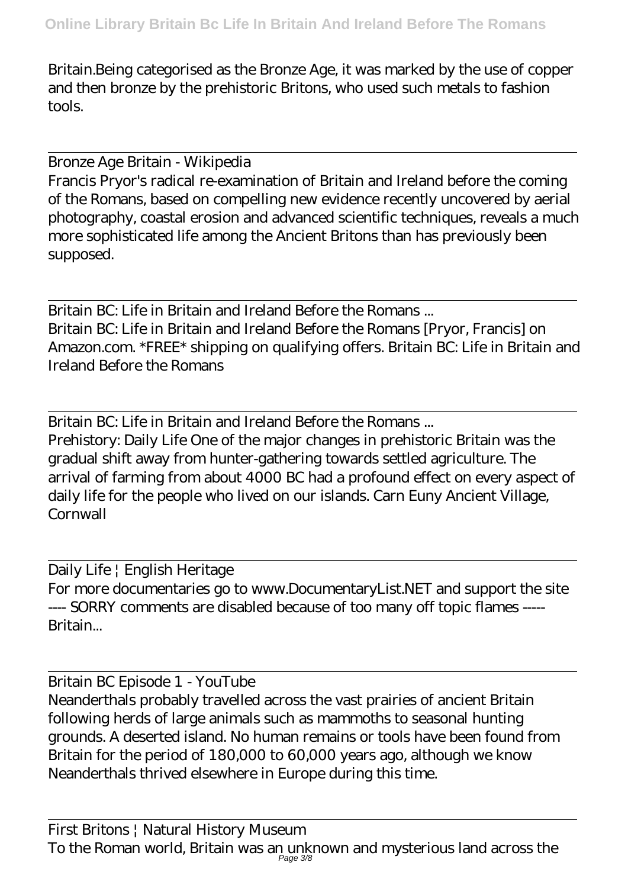Britain.Being categorised as the Bronze Age, it was marked by the use of copper and then bronze by the prehistoric Britons, who used such metals to fashion tools.

Bronze Age Britain - Wikipedia
Francis Pryor's radical re-examination of Britain and Ireland before the coming of the Romans, based on compelling new evidence recently uncovered by aerial photography, coastal erosion and advanced scientific techniques, reveals a much more sophisticated life among the Ancient Britons than has previously been supposed.

Britain BC: Life in Britain and Ireland Before the Romans ...
Britain BC: Life in Britain and Ireland Before the Romans [Pryor, Francis] on Amazon.com. *FREE* shipping on qualifying offers. Britain BC: Life in Britain and Ireland Before the Romans

Britain BC: Life in Britain and Ireland Before the Romans ...
Prehistory: Daily Life One of the major changes in prehistoric Britain was the gradual shift away from hunter-gathering towards settled agriculture. The arrival of farming from about 4000 BC had a profound effect on every aspect of daily life for the people who lived on our islands. Carn Euny Ancient Village, Cornwall

Daily Life | English Heritage
For more documentaries go to www.DocumentaryList.NET and support the site ---- SORRY comments are disabled because of too many off topic flames ----- Britain...

Britain BC Episode 1 - YouTube
Neanderthals probably travelled across the vast prairies of ancient Britain following herds of large animals such as mammoths to seasonal hunting grounds. A deserted island. No human remains or tools have been found from Britain for the period of 180,000 to 60,000 years ago, although we know Neanderthals thrived elsewhere in Europe during this time.

First Britons | Natural History Museum
To the Roman world, Britain was an unknown and mysterious land across the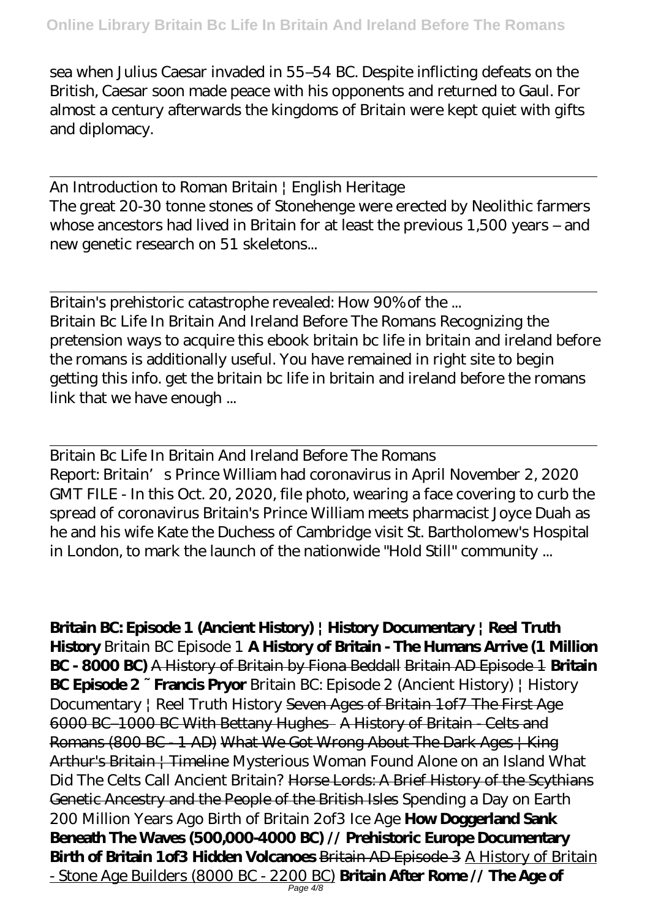sea when Julius Caesar invaded in 55–54 BC. Despite inflicting defeats on the British, Caesar soon made peace with his opponents and returned to Gaul. For almost a century afterwards the kingdoms of Britain were kept quiet with gifts and diplomacy.

An Introduction to Roman Britain | English Heritage
The great 20-30 tonne stones of Stonehenge were erected by Neolithic farmers whose ancestors had lived in Britain for at least the previous 1,500 years – and new genetic research on 51 skeletons...

Britain's prehistoric catastrophe revealed: How 90% of the ...
Britain Bc Life In Britain And Ireland Before The Romans Recognizing the pretension ways to acquire this ebook britain bc life in britain and ireland before the romans is additionally useful. You have remained in right site to begin getting this info. get the britain bc life in britain and ireland before the romans link that we have enough ...

Britain Bc Life In Britain And Ireland Before The Romans
Report: Britain's Prince William had coronavirus in April November 2, 2020 GMT FILE - In this Oct. 20, 2020, file photo, wearing a face covering to curb the spread of coronavirus Britain's Prince William meets pharmacist Joyce Duah as he and his wife Kate the Duchess of Cambridge visit St. Bartholomew's Hospital in London, to mark the launch of the nationwide "Hold Still" community ...

**Britain BC: Episode 1 (Ancient History) | History Documentary | Reel Truth History** Britain BC Episode 1 **A History of Britain - The Humans Arrive (1 Million BC - 8000 BC)** A History of Britain by Fiona Beddall Britain AD Episode 1 **Britain BC Episode 2 ~ Francis Pryor** Britain BC: Episode 2 (Ancient History) | History Documentary | Reel Truth History Seven Ages of Britain 1of7 The First Age 6000 BC-1000 BC With Bettany Hughes A History of Britain - Celts and Romans (800 BC - 1 AD) What We Got Wrong About The Dark Ages | King Arthur's Britain | Timeline Mysterious Woman Found Alone on an Island What Did The Celts Call Ancient Britain? Horse Lords: A Brief History of the Scythians Genetic Ancestry and the People of the British Isles Spending a Day on Earth 200 Million Years Ago Birth of Britain 2of3 Ice Age **How Doggerland Sank Beneath The Waves (500,000-4000 BC) // Prehistoric Europe Documentary** **Birth of Britain 1of3 Hidden Volcanoes** Britain AD Episode 3 A History of Britain - Stone Age Builders (8000 BC - 2200 BC) **Britain After Rome // The Age of**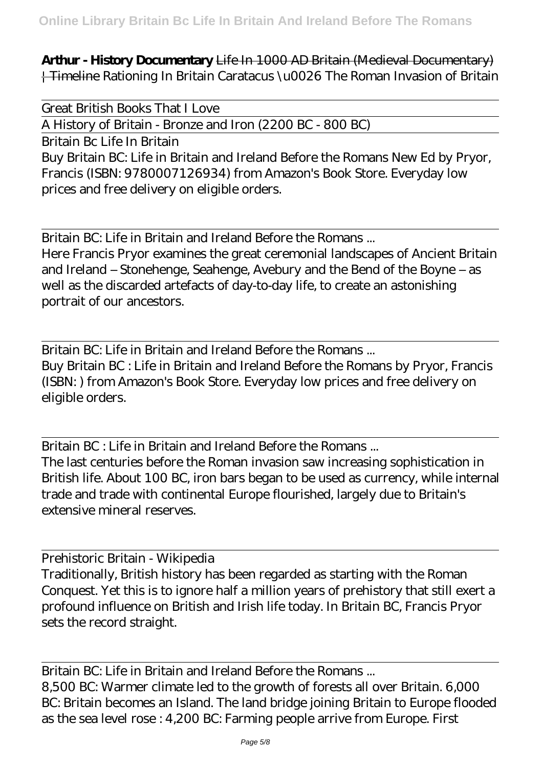**Arthur - History Documentary** Life In 1000 AD Britain (Medieval Documentary) | Timeline Rationing In Britain Caratacus \u0026 The Roman Invasion of Britain

Great British Books That I Love

A History of Britain - Bronze and Iron (2200 BC - 800 BC)

Britain Bc Life In Britain

Buy Britain BC: Life in Britain and Ireland Before the Romans New Ed by Pryor, Francis (ISBN: 9780007126934) from Amazon's Book Store. Everyday low prices and free delivery on eligible orders.

Britain BC: Life in Britain and Ireland Before the Romans ...

Here Francis Pryor examines the great ceremonial landscapes of Ancient Britain and Ireland – Stonehenge, Seahenge, Avebury and the Bend of the Boyne – as well as the discarded artefacts of day-to-day life, to create an astonishing portrait of our ancestors.

Britain BC: Life in Britain and Ireland Before the Romans ...

Buy Britain BC : Life in Britain and Ireland Before the Romans by Pryor, Francis (ISBN: ) from Amazon's Book Store. Everyday low prices and free delivery on eligible orders.

Britain BC : Life in Britain and Ireland Before the Romans ...

The last centuries before the Roman invasion saw increasing sophistication in British life. About 100 BC, iron bars began to be used as currency, while internal trade and trade with continental Europe flourished, largely due to Britain's extensive mineral reserves.

Prehistoric Britain - Wikipedia

Traditionally, British history has been regarded as starting with the Roman Conquest. Yet this is to ignore half a million years of prehistory that still exert a profound influence on British and Irish life today. In Britain BC, Francis Pryor sets the record straight.

Britain BC: Life in Britain and Ireland Before the Romans ...

8,500 BC: Warmer climate led to the growth of forests all over Britain. 6,000 BC: Britain becomes an Island. The land bridge joining Britain to Europe flooded as the sea level rose : 4,200 BC: Farming people arrive from Europe. First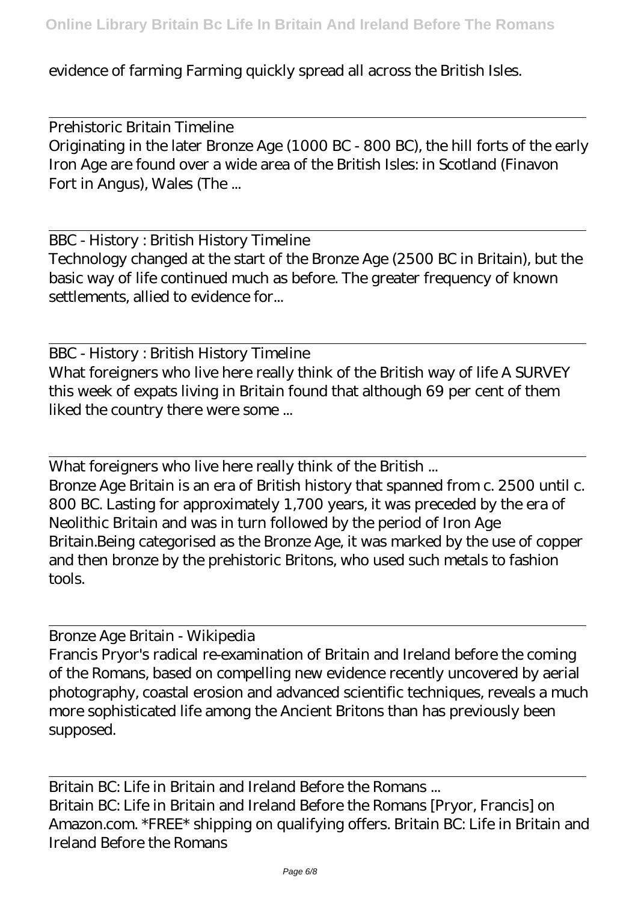evidence of farming Farming quickly spread all across the British Isles.

Prehistoric Britain Timeline
Originating in the later Bronze Age (1000 BC - 800 BC), the hill forts of the early Iron Age are found over a wide area of the British Isles: in Scotland (Finavon Fort in Angus), Wales (The ...

BBC - History : British History Timeline
Technology changed at the start of the Bronze Age (2500 BC in Britain), but the basic way of life continued much as before. The greater frequency of known settlements, allied to evidence for...

BBC - History : British History Timeline
What foreigners who live here really think of the British way of life A SURVEY this week of expats living in Britain found that although 69 per cent of them liked the country there were some ...

What foreigners who live here really think of the British ...
Bronze Age Britain is an era of British history that spanned from c. 2500 until c. 800 BC. Lasting for approximately 1,700 years, it was preceded by the era of Neolithic Britain and was in turn followed by the period of Iron Age Britain.Being categorised as the Bronze Age, it was marked by the use of copper and then bronze by the prehistoric Britons, who used such metals to fashion tools.

Bronze Age Britain - Wikipedia
Francis Pryor's radical re-examination of Britain and Ireland before the coming of the Romans, based on compelling new evidence recently uncovered by aerial photography, coastal erosion and advanced scientific techniques, reveals a much more sophisticated life among the Ancient Britons than has previously been supposed.

Britain BC: Life in Britain and Ireland Before the Romans ...
Britain BC: Life in Britain and Ireland Before the Romans [Pryor, Francis] on Amazon.com. *FREE* shipping on qualifying offers. Britain BC: Life in Britain and Ireland Before the Romans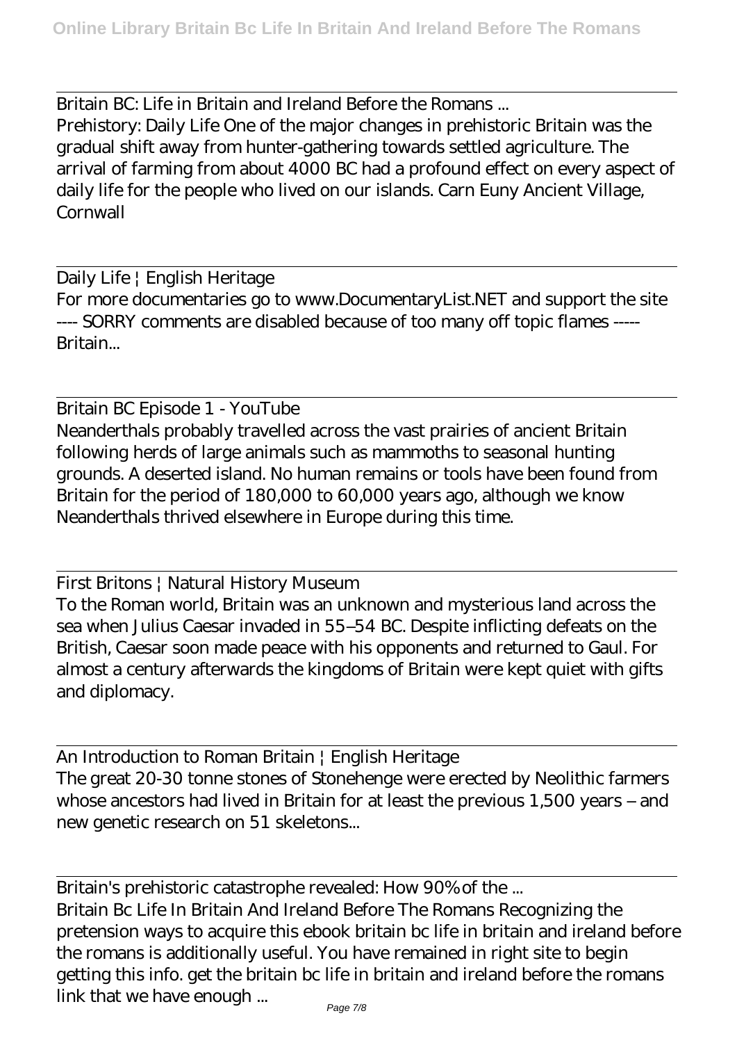Britain BC: Life in Britain and Ireland Before the Romans ...

Prehistory: Daily Life One of the major changes in prehistoric Britain was the gradual shift away from hunter-gathering towards settled agriculture. The arrival of farming from about 4000 BC had a profound effect on every aspect of daily life for the people who lived on our islands. Carn Euny Ancient Village, Cornwall

Daily Life | English Heritage

For more documentaries go to www.DocumentaryList.NET and support the site ---- SORRY comments are disabled because of too many off topic flames ----- Britain...

Britain BC Episode 1 - YouTube

Neanderthals probably travelled across the vast prairies of ancient Britain following herds of large animals such as mammoths to seasonal hunting grounds. A deserted island. No human remains or tools have been found from Britain for the period of 180,000 to 60,000 years ago, although we know Neanderthals thrived elsewhere in Europe during this time.

First Britons | Natural History Museum

To the Roman world, Britain was an unknown and mysterious land across the sea when Julius Caesar invaded in 55–54 BC. Despite inflicting defeats on the British, Caesar soon made peace with his opponents and returned to Gaul. For almost a century afterwards the kingdoms of Britain were kept quiet with gifts and diplomacy.

An Introduction to Roman Britain | English Heritage

The great 20-30 tonne stones of Stonehenge were erected by Neolithic farmers whose ancestors had lived in Britain for at least the previous 1,500 years – and new genetic research on 51 skeletons...

Britain's prehistoric catastrophe revealed: How 90% of the ...

Britain Bc Life In Britain And Ireland Before The Romans Recognizing the pretension ways to acquire this ebook britain bc life in britain and ireland before the romans is additionally useful. You have remained in right site to begin getting this info. get the britain bc life in britain and ireland before the romans link that we have enough ...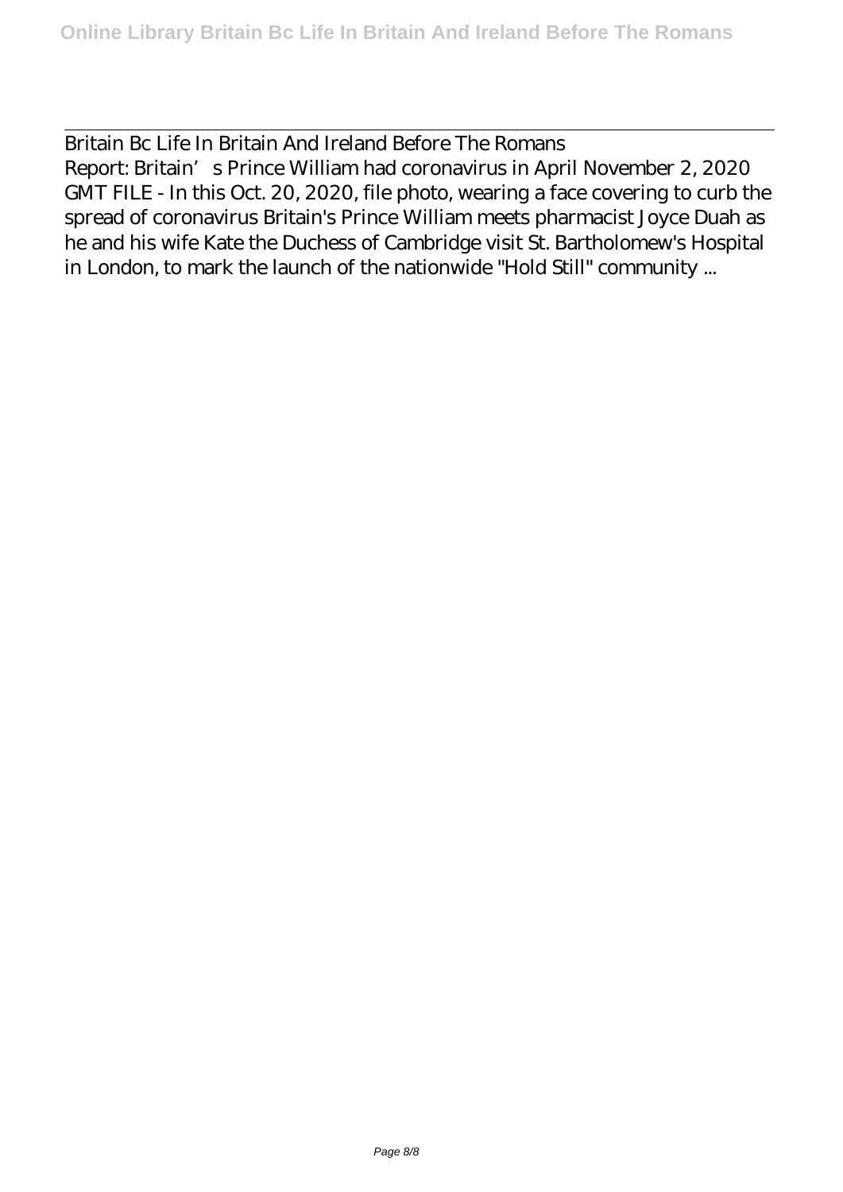Britain Bc Life In Britain And Ireland Before The Romans

Report: Britain's Prince William had coronavirus in April November 2, 2020 GMT FILE - In this Oct. 20, 2020, file photo, wearing a face covering to curb the spread of coronavirus Britain's Prince William meets pharmacist Joyce Duah as he and his wife Kate the Duchess of Cambridge visit St. Bartholomew's Hospital in London, to mark the launch of the nationwide "Hold Still" community ...